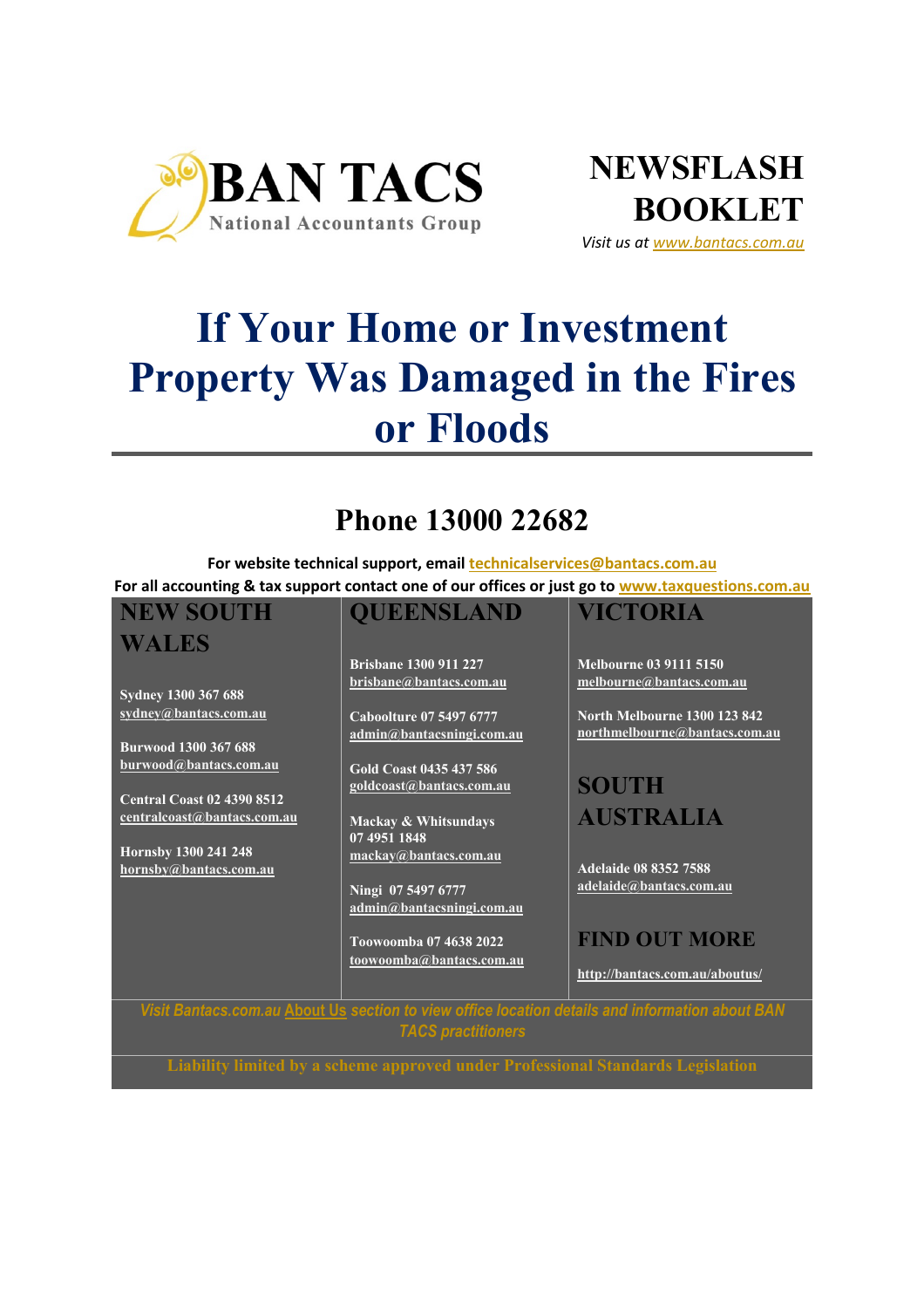BAN TACS
National Accountants Group

**NEWSFLASH BOOKLET**

*Visit us at www.bantacs.com.au*

# If Your Home or Investment Property Was Damaged in the Fires or Floods

## Phone 13000 22682

**For website technical support, email technicalservices@bantacs.com.au**

**For all accounting & tax support contact one of our offices or just go to www.taxquestions.com.au**

### NEW SOUTH WALES

**Sydney 1300 367 688**
**sydney@bantacs.com.au**

**Burwood 1300 367 688**
**burwood@bantacs.com.au**

**Central Coast 02 4390 8512**
**centralcoast@bantacs.com.au**

**Hornsby 1300 241 248**
**hornsby@bantacs.com.au**

### QUEENSLAND

**Brisbane 1300 911 227**
**brisbane@bantacs.com.au**

**Caboolture 07 5497 6777**
**admin@bantacsningi.com.au**

**Gold Coast 0435 437 586**
**goldcoast@bantacs.com.au**

**Mackay & Whitsundays 07 4951 1848**
**mackay@bantacs.com.au**

**Ningi 07 5497 6777**
**admin@bantacsningi.com.au**

**Toowoomba 07 4638 2022**
**toowoomba@bantacs.com.au**

### VICTORIA

**Melbourne 03 9111 5150**
**melbourne@bantacs.com.au**

**North Melbourne 1300 123 842**
**northmelbourne@bantacs.com.au**

### SOUTH AUSTRALIA

**Adelaide 08 8352 7588**
**adelaide@bantacs.com.au**

### FIND OUT MORE

**http://bantacs.com.au/aboutus/**

*Visit Bantacs.com.au About Us section to view office location details and information about BAN TACS practitioners*

**Liability limited by a scheme approved under Professional Standards Legislation**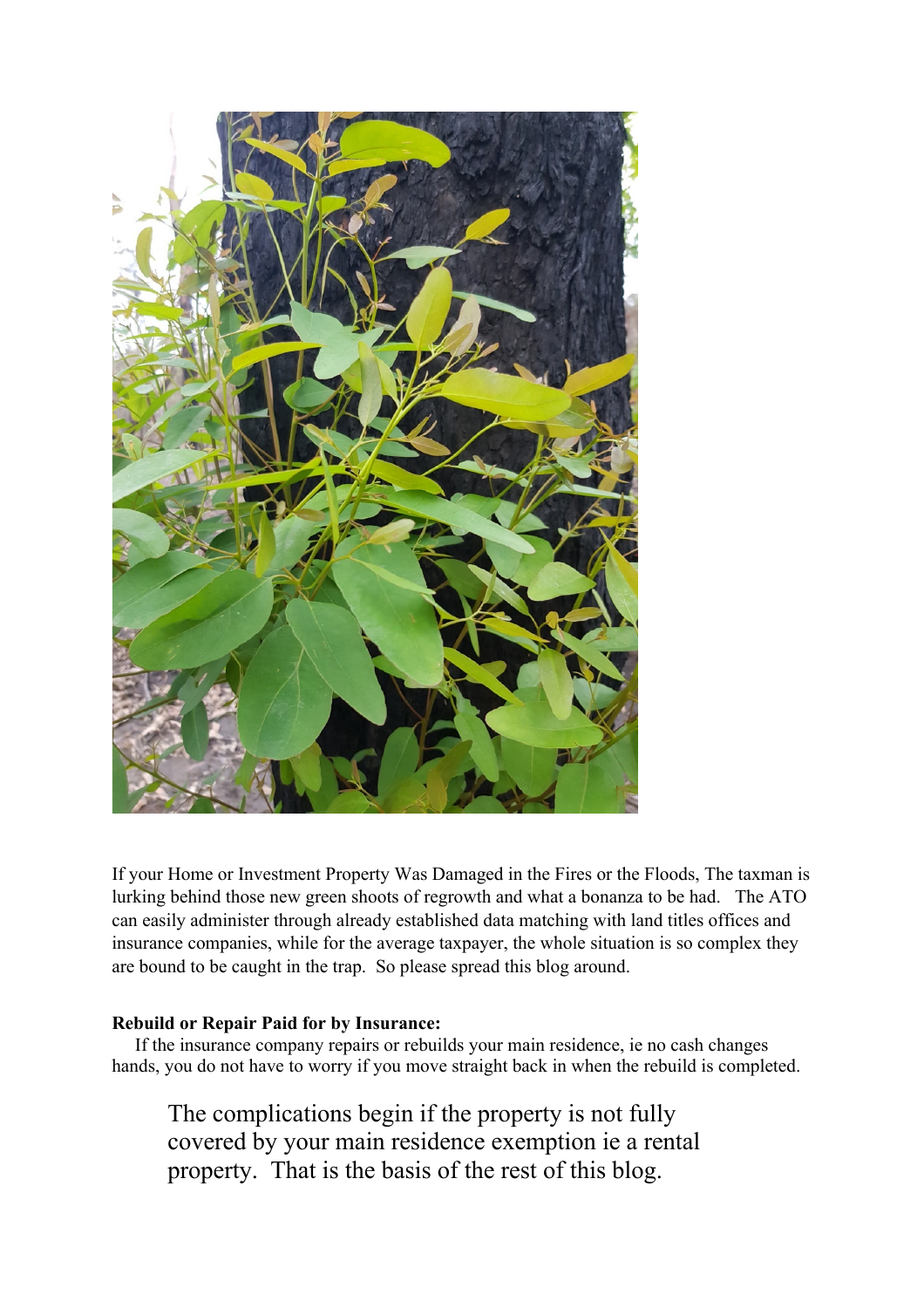If your Home or Investment Property Was Damaged in the Fires or the Floods, The taxman is lurking behind those new green shoots of regrowth and what a bonanza to be had. The ATO can easily administer through already established data matching with land titles offices and insurance companies, while for the average taxpayer, the whole situation is so complex they are bound to be caught in the trap. So please spread this blog around.

**Rebuild or Repair Paid for by Insurance:**

If the insurance company repairs or rebuilds your main residence, ie no cash changes hands, you do not have to worry if you move straight back in when the rebuild is completed.

> The complications begin if the property is not fully covered by your main residence exemption ie a rental property. That is the basis of the rest of this blog.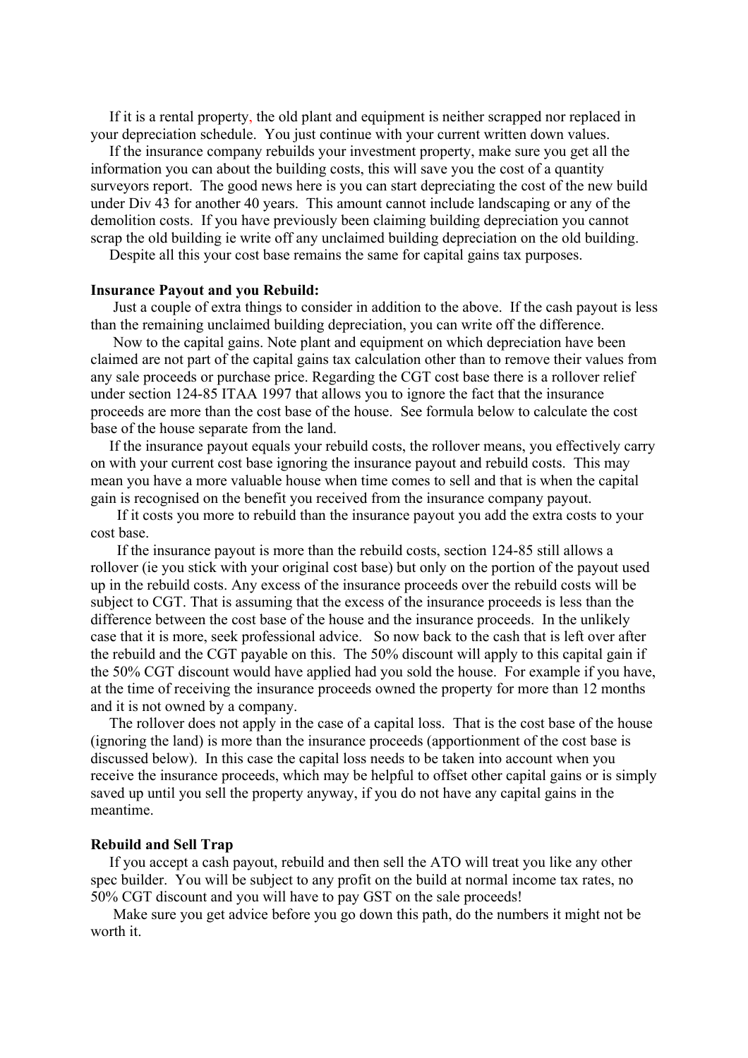If it is a rental property, the old plant and equipment is neither scrapped nor replaced in your depreciation schedule. You just continue with your current written down values.

If the insurance company rebuilds your investment property, make sure you get all the information you can about the building costs, this will save you the cost of a quantity surveyors report. The good news here is you can start depreciating the cost of the new build under Div 43 for another 40 years. This amount cannot include landscaping or any of the demolition costs. If you have previously been claiming building depreciation you cannot scrap the old building ie write off any unclaimed building depreciation on the old building.

Despite all this your cost base remains the same for capital gains tax purposes.

**Insurance Payout and you Rebuild:**

Just a couple of extra things to consider in addition to the above. If the cash payout is less than the remaining unclaimed building depreciation, you can write off the difference.

Now to the capital gains. Note plant and equipment on which depreciation have been claimed are not part of the capital gains tax calculation other than to remove their values from any sale proceeds or purchase price. Regarding the CGT cost base there is a rollover relief under section 124-85 ITAA 1997 that allows you to ignore the fact that the insurance proceeds are more than the cost base of the house. See formula below to calculate the cost base of the house separate from the land.

If the insurance payout equals your rebuild costs, the rollover means, you effectively carry on with your current cost base ignoring the insurance payout and rebuild costs. This may mean you have a more valuable house when time comes to sell and that is when the capital gain is recognised on the benefit you received from the insurance company payout.

If it costs you more to rebuild than the insurance payout you add the extra costs to your cost base.

If the insurance payout is more than the rebuild costs, section 124-85 still allows a rollover (ie you stick with your original cost base) but only on the portion of the payout used up in the rebuild costs. Any excess of the insurance proceeds over the rebuild costs will be subject to CGT. That is assuming that the excess of the insurance proceeds is less than the difference between the cost base of the house and the insurance proceeds. In the unlikely case that it is more, seek professional advice. So now back to the cash that is left over after the rebuild and the CGT payable on this. The 50% discount will apply to this capital gain if the 50% CGT discount would have applied had you sold the house. For example if you have, at the time of receiving the insurance proceeds owned the property for more than 12 months and it is not owned by a company.

The rollover does not apply in the case of a capital loss. That is the cost base of the house (ignoring the land) is more than the insurance proceeds (apportionment of the cost base is discussed below). In this case the capital loss needs to be taken into account when you receive the insurance proceeds, which may be helpful to offset other capital gains or is simply saved up until you sell the property anyway, if you do not have any capital gains in the meantime.

**Rebuild and Sell Trap**

If you accept a cash payout, rebuild and then sell the ATO will treat you like any other spec builder. You will be subject to any profit on the build at normal income tax rates, no 50% CGT discount and you will have to pay GST on the sale proceeds!

Make sure you get advice before you go down this path, do the numbers it might not be worth it.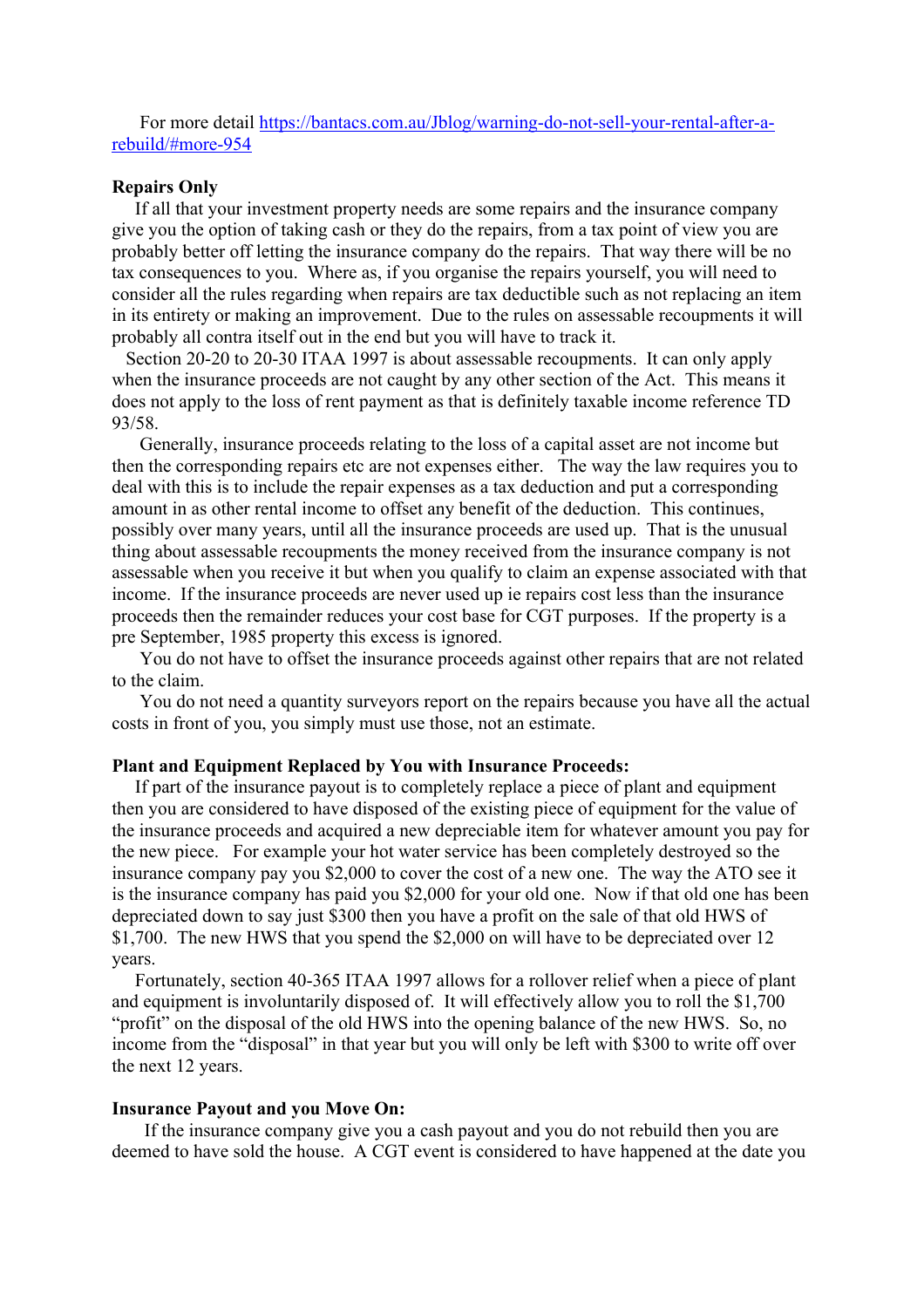For more detail [https://bantacs.com.au/Jblog/warning-do-not-sell-your-rental-after-a-rebuild/#more-954](https://bantacs.com.au/Jblog/warning-do-not-sell-your-rental-after-a-rebuild/#more-954)

**Repairs Only**

If all that your investment property needs are some repairs and the insurance company give you the option of taking cash or they do the repairs, from a tax point of view you are probably better off letting the insurance company do the repairs. That way there will be no tax consequences to you. Where as, if you organise the repairs yourself, you will need to consider all the rules regarding when repairs are tax deductible such as not replacing an item in its entirety or making an improvement. Due to the rules on assessable recoupments it will probably all contra itself out in the end but you will have to track it.

Section 20-20 to 20-30 ITAA 1997 is about assessable recoupments. It can only apply when the insurance proceeds are not caught by any other section of the Act. This means it does not apply to the loss of rent payment as that is definitely taxable income reference TD 93/58.

Generally, insurance proceeds relating to the loss of a capital asset are not income but then the corresponding repairs etc are not expenses either. The way the law requires you to deal with this is to include the repair expenses as a tax deduction and put a corresponding amount in as other rental income to offset any benefit of the deduction. This continues, possibly over many years, until all the insurance proceeds are used up. That is the unusual thing about assessable recoupments the money received from the insurance company is not assessable when you receive it but when you qualify to claim an expense associated with that income. If the insurance proceeds are never used up ie repairs cost less than the insurance proceeds then the remainder reduces your cost base for CGT purposes. If the property is a pre September, 1985 property this excess is ignored.

You do not have to offset the insurance proceeds against other repairs that are not related to the claim.

You do not need a quantity surveyors report on the repairs because you have all the actual costs in front of you, you simply must use those, not an estimate.

**Plant and Equipment Replaced by You with Insurance Proceeds:**

If part of the insurance payout is to completely replace a piece of plant and equipment then you are considered to have disposed of the existing piece of equipment for the value of the insurance proceeds and acquired a new depreciable item for whatever amount you pay for the new piece. For example your hot water service has been completely destroyed so the insurance company pay you $2,000 to cover the cost of a new one. The way the ATO see it is the insurance company has paid you $2,000 for your old one. Now if that old one has been depreciated down to say just $300 then you have a profit on the sale of that old HWS of $1,700. The new HWS that you spend the $2,000 on will have to be depreciated over 12 years.

Fortunately, section 40-365 ITAA 1997 allows for a rollover relief when a piece of plant and equipment is involuntarily disposed of. It will effectively allow you to roll the $1,700 "profit" on the disposal of the old HWS into the opening balance of the new HWS. So, no income from the "disposal" in that year but you will only be left with $300 to write off over the next 12 years.

**Insurance Payout and you Move On:**

If the insurance company give you a cash payout and you do not rebuild then you are deemed to have sold the house. A CGT event is considered to have happened at the date you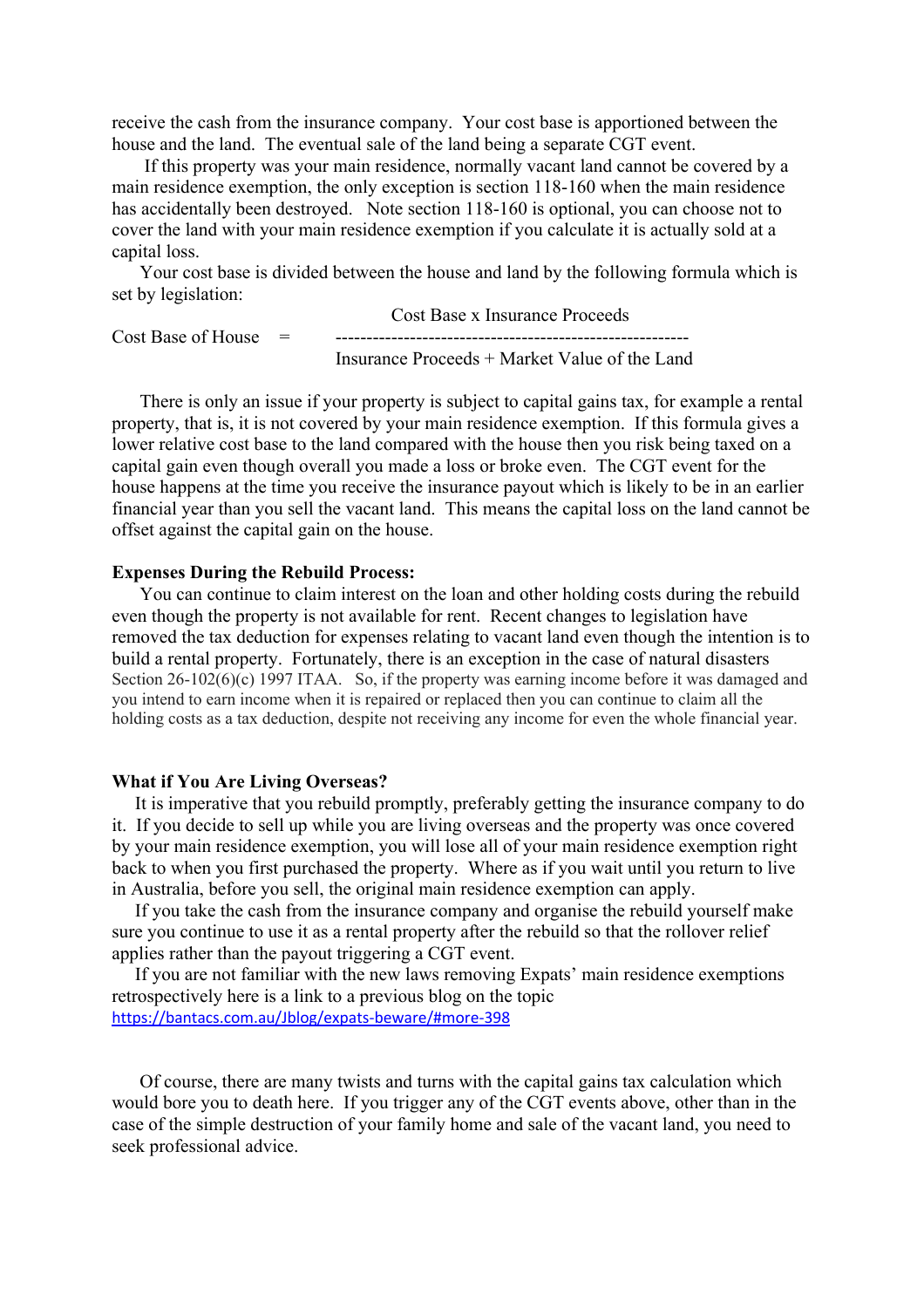receive the cash from the insurance company. Your cost base is apportioned between the house and the land. The eventual sale of the land being a separate CGT event.

If this property was your main residence, normally vacant land cannot be covered by a main residence exemption, the only exception is section 118-160 when the main residence has accidentally been destroyed. Note section 118-160 is optional, you can choose not to cover the land with your main residence exemption if you calculate it is actually sold at a capital loss.

Your cost base is divided between the house and land by the following formula which is set by legislation:

$$\text{Cost Base of House} = \frac{\text{Cost Base} \times \text{Insurance Proceeds}}{\text{Insurance Proceeds} + \text{Market Value of the Land}}$$

There is only an issue if your property is subject to capital gains tax, for example a rental property, that is, it is not covered by your main residence exemption. If this formula gives a lower relative cost base to the land compared with the house then you risk being taxed on a capital gain even though overall you made a loss or broke even. The CGT event for the house happens at the time you receive the insurance payout which is likely to be in an earlier financial year than you sell the vacant land. This means the capital loss on the land cannot be offset against the capital gain on the house.

**Expenses During the Rebuild Process:**

You can continue to claim interest on the loan and other holding costs during the rebuild even though the property is not available for rent. Recent changes to legislation have removed the tax deduction for expenses relating to vacant land even though the intention is to build a rental property. Fortunately, there is an exception in the case of natural disasters Section 26-102(6)(c) 1997 ITAA. So, if the property was earning income before it was damaged and you intend to earn income when it is repaired or replaced then you can continue to claim all the holding costs as a tax deduction, despite not receiving any income for even the whole financial year.

**What if You Are Living Overseas?**

It is imperative that you rebuild promptly, preferably getting the insurance company to do it. If you decide to sell up while you are living overseas and the property was once covered by your main residence exemption, you will lose all of your main residence exemption right back to when you first purchased the property. Where as if you wait until you return to live in Australia, before you sell, the original main residence exemption can apply.

If you take the cash from the insurance company and organise the rebuild yourself make sure you continue to use it as a rental property after the rebuild so that the rollover relief applies rather than the payout triggering a CGT event.

If you are not familiar with the new laws removing Expats' main residence exemptions retrospectively here is a link to a previous blog on the topic https://bantacs.com.au/Jblog/expats-beware/#more-398

Of course, there are many twists and turns with the capital gains tax calculation which would bore you to death here. If you trigger any of the CGT events above, other than in the case of the simple destruction of your family home and sale of the vacant land, you need to seek professional advice.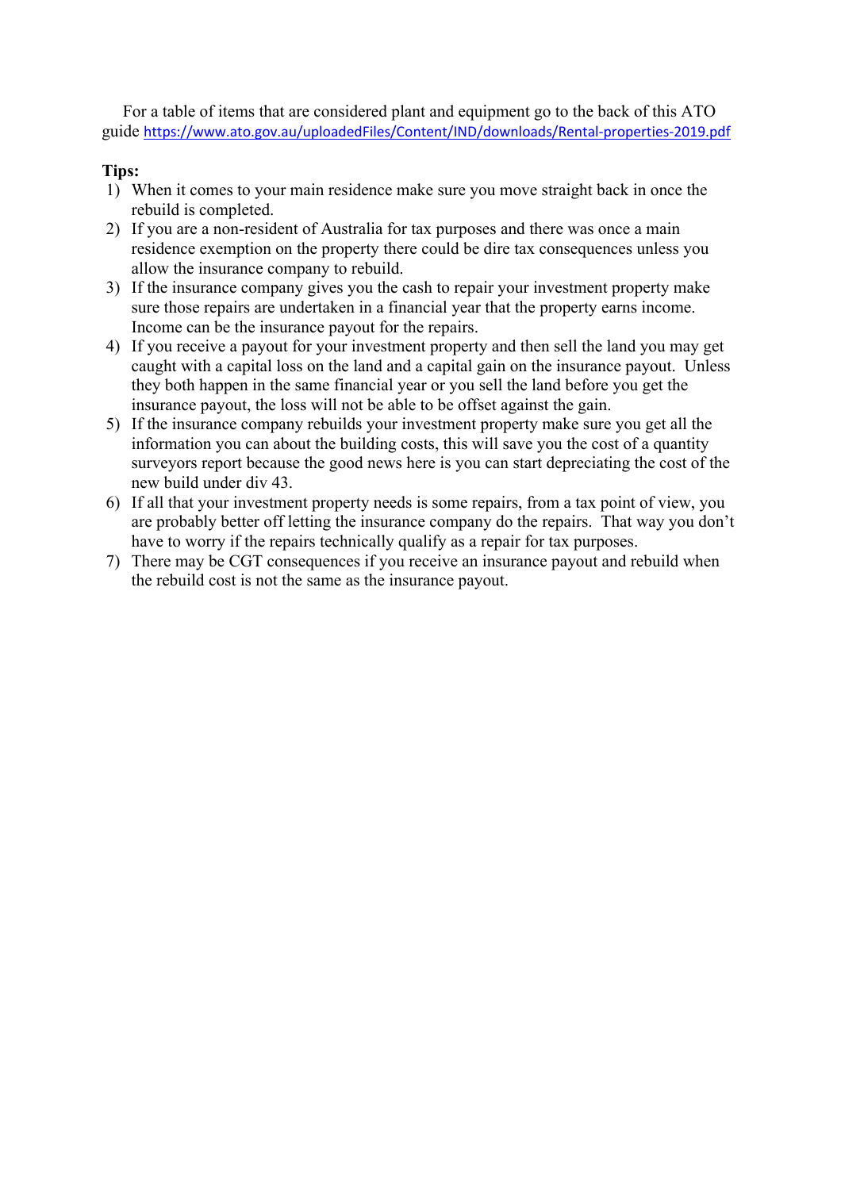For a table of items that are considered plant and equipment go to the back of this ATO guide https://www.ato.gov.au/uploadedFiles/Content/IND/downloads/Rental-properties-2019.pdf

**Tips:**

1) When it comes to your main residence make sure you move straight back in once the rebuild is completed.
2) If you are a non-resident of Australia for tax purposes and there was once a main residence exemption on the property there could be dire tax consequences unless you allow the insurance company to rebuild.
3) If the insurance company gives you the cash to repair your investment property make sure those repairs are undertaken in a financial year that the property earns income. Income can be the insurance payout for the repairs.
4) If you receive a payout for your investment property and then sell the land you may get caught with a capital loss on the land and a capital gain on the insurance payout. Unless they both happen in the same financial year or you sell the land before you get the insurance payout, the loss will not be able to be offset against the gain.
5) If the insurance company rebuilds your investment property make sure you get all the information you can about the building costs, this will save you the cost of a quantity surveyors report because the good news here is you can start depreciating the cost of the new build under div 43.
6) If all that your investment property needs is some repairs, from a tax point of view, you are probably better off letting the insurance company do the repairs. That way you don't have to worry if the repairs technically qualify as a repair for tax purposes.
7) There may be CGT consequences if you receive an insurance payout and rebuild when the rebuild cost is not the same as the insurance payout.